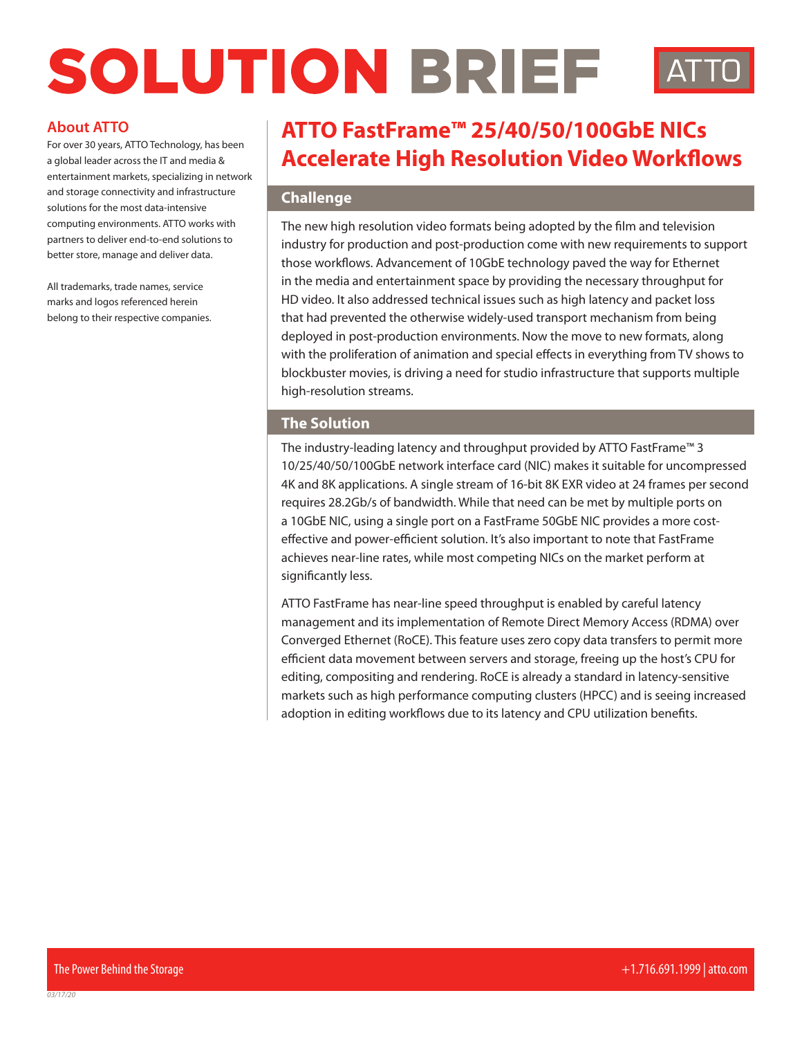# SOLUTION BRIEF

ATTO

## About ATTO

For over 30 years, ATTO Technology, has been a global leader across the IT and media & entertainment markets, specializing in network and storage connectivity and infrastructure solutions for the most data-intensive computing environments. ATTO works with partners to deliver end-to-end solutions to better store, manage and deliver data.

All trademarks, trade names, service marks and logos referenced herein belong to their respective companies.

# ATTO FastFrame™ 25/40/50/100GbE NICs Accelerate High Resolution Video Workflows

## Challenge

The new high resolution video formats being adopted by the film and television industry for production and post-production come with new requirements to support those workflows. Advancement of 10GbE technology paved the way for Ethernet in the media and entertainment space by providing the necessary throughput for HD video. It also addressed technical issues such as high latency and packet loss that had prevented the otherwise widely-used transport mechanism from being deployed in post-production environments. Now the move to new formats, along with the proliferation of animation and special effects in everything from TV shows to blockbuster movies, is driving a need for studio infrastructure that supports multiple high-resolution streams.

## The Solution

The industry-leading latency and throughput provided by ATTO FastFrame™ 3 10/25/40/50/100GbE network interface card (NIC) makes it suitable for uncompressed 4K and 8K applications. A single stream of 16-bit 8K EXR video at 24 frames per second requires 28.2Gb/s of bandwidth. While that need can be met by multiple ports on a 10GbE NIC, using a single port on a FastFrame 50GbE NIC provides a more cost-effective and power-efficient solution. It's also important to note that FastFrame achieves near-line rates, while most competing NICs on the market perform at significantly less.

ATTO FastFrame has near-line speed throughput is enabled by careful latency management and its implementation of Remote Direct Memory Access (RDMA) over Converged Ethernet (RoCE). This feature uses zero copy data transfers to permit more efficient data movement between servers and storage, freeing up the host's CPU for editing, compositing and rendering. RoCE is already a standard in latency-sensitive markets such as high performance computing clusters (HPCC) and is seeing increased adoption in editing workflows due to its latency and CPU utilization benefits.

The Power Behind the Storage    +1.716.691.1999 | atto.com

03/17/20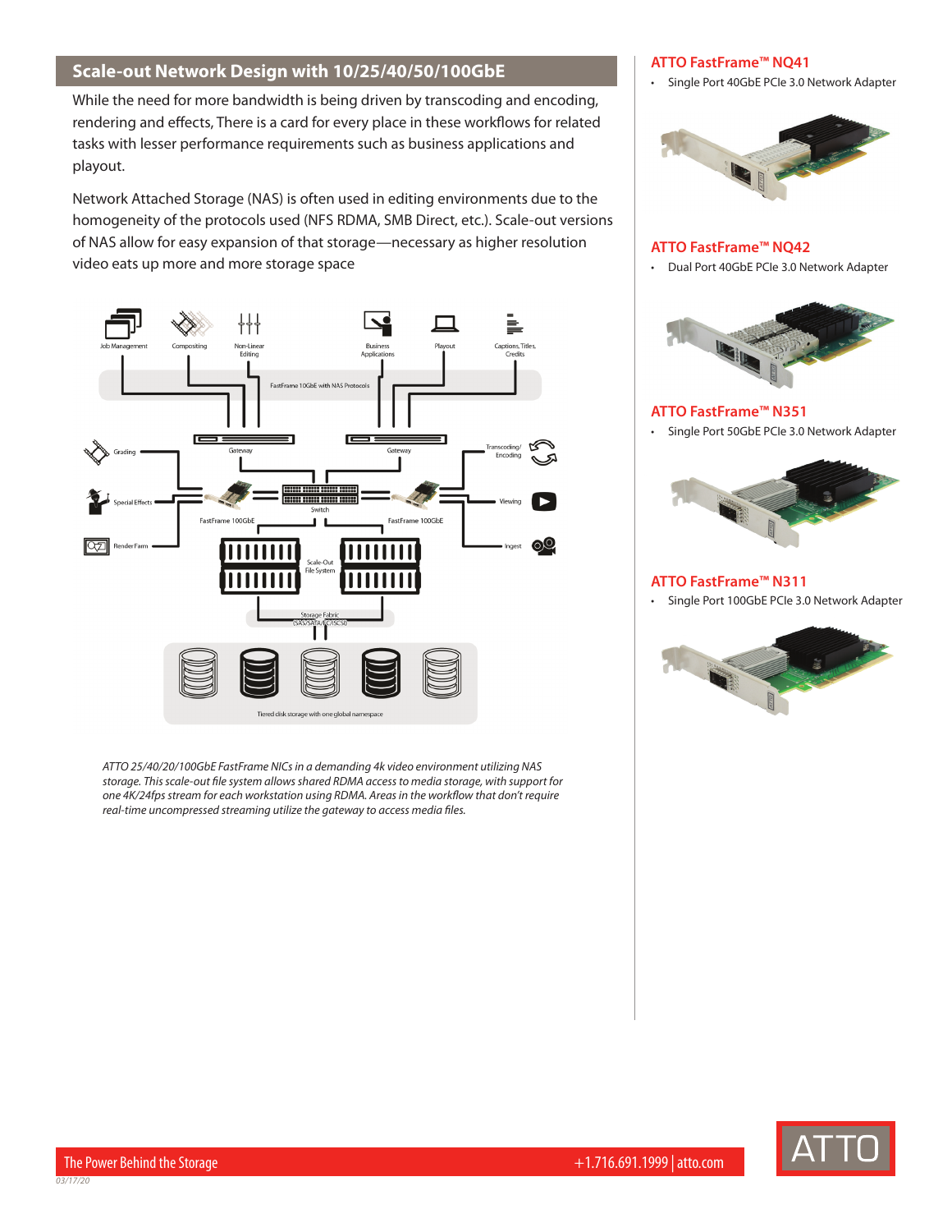## Scale-out Network Design with 10/25/40/50/100GbE

While the need for more bandwidth is being driven by transcoding and encoding, rendering and effects, There is a card for every place in these workflows for related tasks with lesser performance requirements such as business applications and playout.

Network Attached Storage (NAS) is often used in editing environments due to the homogeneity of the protocols used (NFS RDMA, SMB Direct, etc.). Scale-out versions of NAS allow for easy expansion of that storage—necessary as higher resolution video eats up more and more storage space

Job Management
Compositing
Non-Linear Editing
Business Applications
Playout
Captions, Titles, Credits
FastFrame 10GbE with NAS Protocols
Grading
Gateway
Gateway
Transcoding/ Encoding
Special Effects
Switch
Viewing
FastFrame 100GbE
FastFrame 100GbE
Render Farm
Ingest
Scale-Out File System
Storage Fabric (SAS/SATA/FC/iSCSI)
Tiered disk storage with one global namespace

*ATTO 25/40/20/100GbE FastFrame NICs in a demanding 4k video environment utilizing NAS storage. This scale-out file system allows shared RDMA access to media storage, with support for one 4K/24fps stream for each workstation using RDMA. Areas in the workflow that don't require real-time uncompressed streaming utilize the gateway to access media files.*

### ATTO FastFrame™ NQ41

- Single Port 40GbE PCIe 3.0 Network Adapter

### ATTO FastFrame™ NQ42

- Dual Port 40GbE PCIe 3.0 Network Adapter

### ATTO FastFrame™ N351

- Single Port 50GbE PCIe 3.0 Network Adapter

### ATTO FastFrame™ N311

- Single Port 100GbE PCIe 3.0 Network Adapter

The Power Behind the Storage

+1.716.691.1999 | atto.com

03/17/20